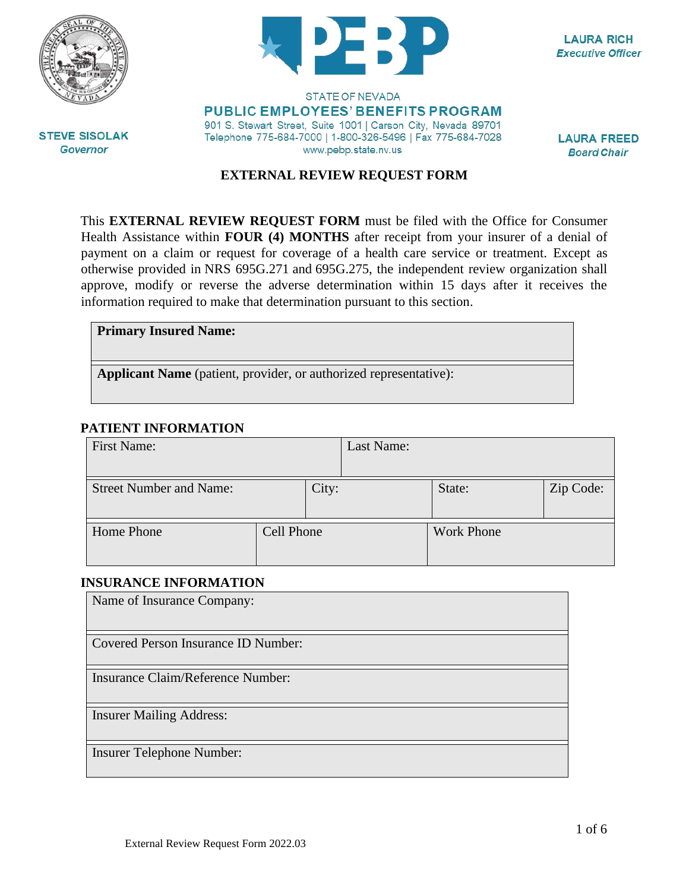STEVE SISOLAK
*Governor*

STATE OF NEVADA
**PUBLIC EMPLOYEES' BENEFITS PROGRAM**
901 S. Stewart Street, Suite 1001 | Carson City, Nevada 89701
Telephone 775-684-7000 | 1-800-326-5496 | Fax 775-684-7028
www.pebp.state.nv.us

LAURA RICH
*Executive Officer*

LAURA FREED
*Board Chair*

# EXTERNAL REVIEW REQUEST FORM

This **EXTERNAL REVIEW REQUEST FORM** must be filed with the Office for Consumer Health Assistance within **FOUR (4) MONTHS** after receipt from your insurer of a denial of payment on a claim or request for coverage of a health care service or treatment. Except as otherwise provided in NRS 695G.271 and 695G.275, the independent review organization shall approve, modify or reverse the adverse determination within 15 days after it receives the information required to make that determination pursuant to this section.

| **Primary Insured Name:** |
|---|
| **Applicant Name** (patient, provider, or authorized representative): |

## PATIENT INFORMATION

| First Name: | | Last Name: | |
|---|---|---|---|
| Street Number and Name: | City: | State: | Zip Code: |
| Home Phone | Cell Phone | Work Phone | |

## INSURANCE INFORMATION

| Name of Insurance Company: |
|---|
| Covered Person Insurance ID Number: |
| Insurance Claim/Reference Number: |
| Insurer Mailing Address: |
| Insurer Telephone Number: |

External Review Request Form 2022.03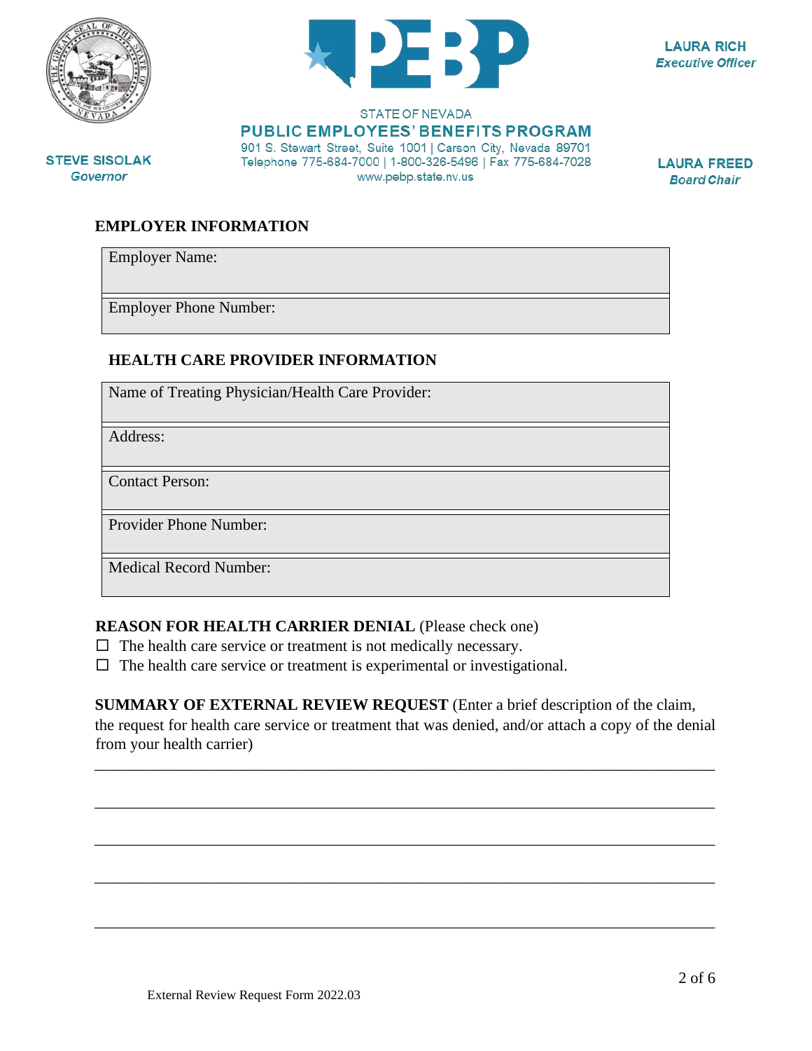STATE OF NEVADA

**PUBLIC EMPLOYEES' BENEFITS PROGRAM**

901 S. Stewart Street, Suite 1001 | Carson City, Nevada 89701
Telephone 775-684-7000 | 1-800-326-5496 | Fax 775-684-7028
www.pebp.state.nv.us

**STEVE SISOLAK**
*Governor*

**LAURA RICH**
*Executive Officer*

**LAURA FREED**
*Board Chair*

## EMPLOYER INFORMATION

| |
|---|
| Employer Name: |
| Employer Phone Number: |

## HEALTH CARE PROVIDER INFORMATION

| |
|---|
| Name of Treating Physician/Health Care Provider: |
| Address: |
| Contact Person: |
| Provider Phone Number: |
| Medical Record Number: |

**REASON FOR HEALTH CARRIER DENIAL** (Please check one)

☐ The health care service or treatment is not medically necessary.
☐ The health care service or treatment is experimental or investigational.

**SUMMARY OF EXTERNAL REVIEW REQUEST** (Enter a brief description of the claim, the request for health care service or treatment that was denied, and/or attach a copy of the denial from your health carrier)

\_\_\_\_\_\_\_\_\_\_\_\_\_\_\_\_\_\_\_\_\_\_\_\_\_\_\_\_\_\_\_\_\_\_\_\_\_\_\_\_\_\_\_\_\_\_\_\_\_\_\_\_\_\_\_\_\_\_\_\_\_\_\_\_\_\_\_\_\_\_\_\_

\_\_\_\_\_\_\_\_\_\_\_\_\_\_\_\_\_\_\_\_\_\_\_\_\_\_\_\_\_\_\_\_\_\_\_\_\_\_\_\_\_\_\_\_\_\_\_\_\_\_\_\_\_\_\_\_\_\_\_\_\_\_\_\_\_\_\_\_\_\_\_\_

\_\_\_\_\_\_\_\_\_\_\_\_\_\_\_\_\_\_\_\_\_\_\_\_\_\_\_\_\_\_\_\_\_\_\_\_\_\_\_\_\_\_\_\_\_\_\_\_\_\_\_\_\_\_\_\_\_\_\_\_\_\_\_\_\_\_\_\_\_\_\_\_

\_\_\_\_\_\_\_\_\_\_\_\_\_\_\_\_\_\_\_\_\_\_\_\_\_\_\_\_\_\_\_\_\_\_\_\_\_\_\_\_\_\_\_\_\_\_\_\_\_\_\_\_\_\_\_\_\_\_\_\_\_\_\_\_\_\_\_\_\_\_\_\_

\_\_\_\_\_\_\_\_\_\_\_\_\_\_\_\_\_\_\_\_\_\_\_\_\_\_\_\_\_\_\_\_\_\_\_\_\_\_\_\_\_\_\_\_\_\_\_\_\_\_\_\_\_\_\_\_\_\_\_\_\_\_\_\_\_\_\_\_\_\_\_\_

External Review Request Form 2022.03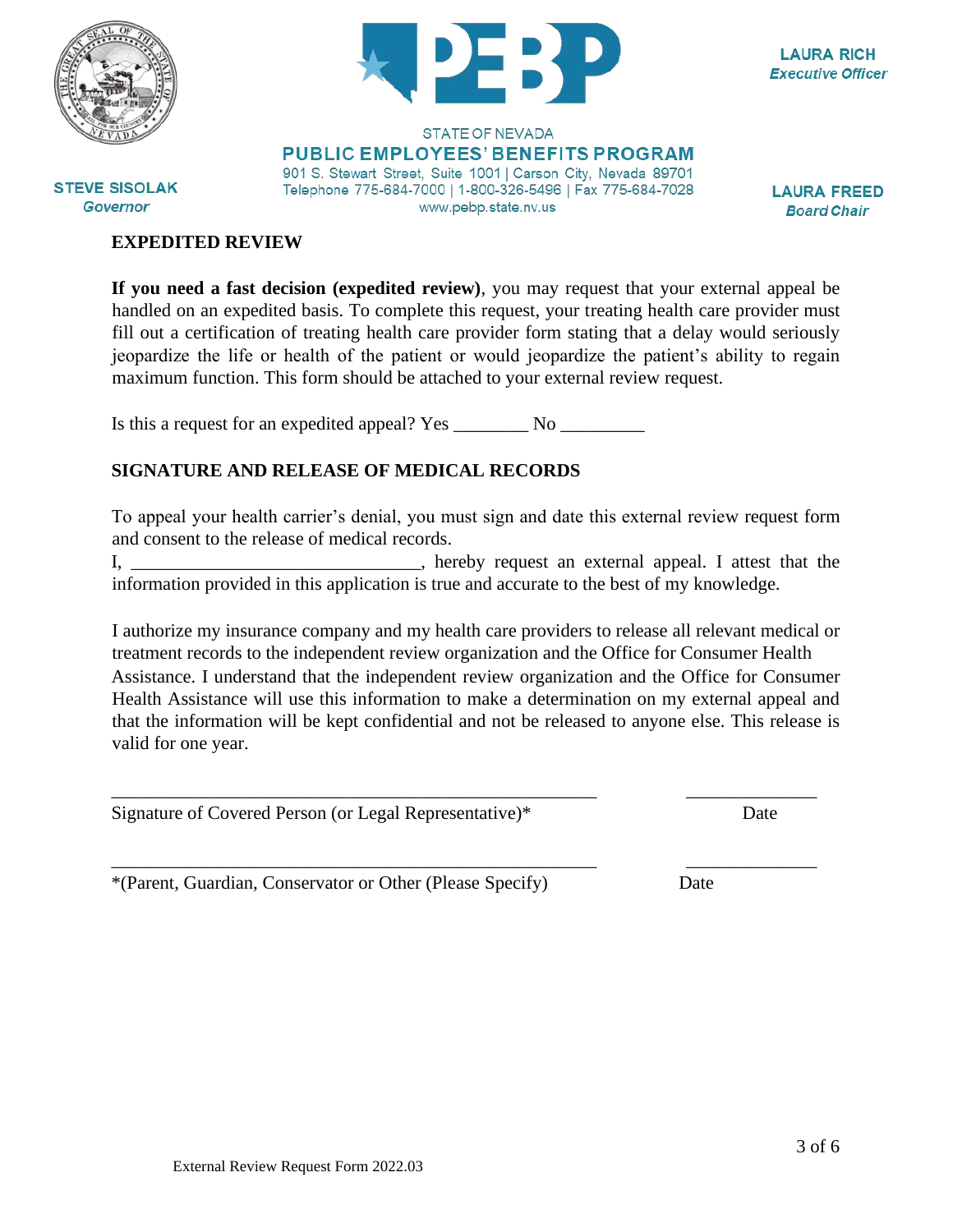STEVE SISOLAK
*Governor*

STATE OF NEVADA
**PUBLIC EMPLOYEES' BENEFITS PROGRAM**
901 S. Stewart Street, Suite 1001 | Carson City, Nevada 89701
Telephone 775-684-7000 | 1-800-326-5496 | Fax 775-684-7028
www.pebp.state.nv.us

LAURA RICH
*Executive Officer*

LAURA FREED
*Board Chair*

## EXPEDITED REVIEW

**If you need a fast decision (expedited review)**, you may request that your external appeal be handled on an expedited basis. To complete this request, your treating health care provider must fill out a certification of treating health care provider form stating that a delay would seriously jeopardize the life or health of the patient or would jeopardize the patient's ability to regain maximum function. This form should be attached to your external review request.

Is this a request for an expedited appeal? Yes ________ No _________

## SIGNATURE AND RELEASE OF MEDICAL RECORDS

To appeal your health carrier's denial, you must sign and date this external review request form and consent to the release of medical records.
I, ______________________________, hereby request an external appeal. I attest that the information provided in this application is true and accurate to the best of my knowledge.

I authorize my insurance company and my health care providers to release all relevant medical or treatment records to the independent review organization and the Office for Consumer Health Assistance. I understand that the independent review organization and the Office for Consumer Health Assistance will use this information to make a determination on my external appeal and that the information will be kept confidential and not be released to anyone else. This release is valid for one year.

_____________________________________________________ ______________
Signature of Covered Person (or Legal Representative)* Date

_____________________________________________________ ______________
*(Parent, Guardian, Conservator or Other (Please Specify) Date

External Review Request Form 2022.03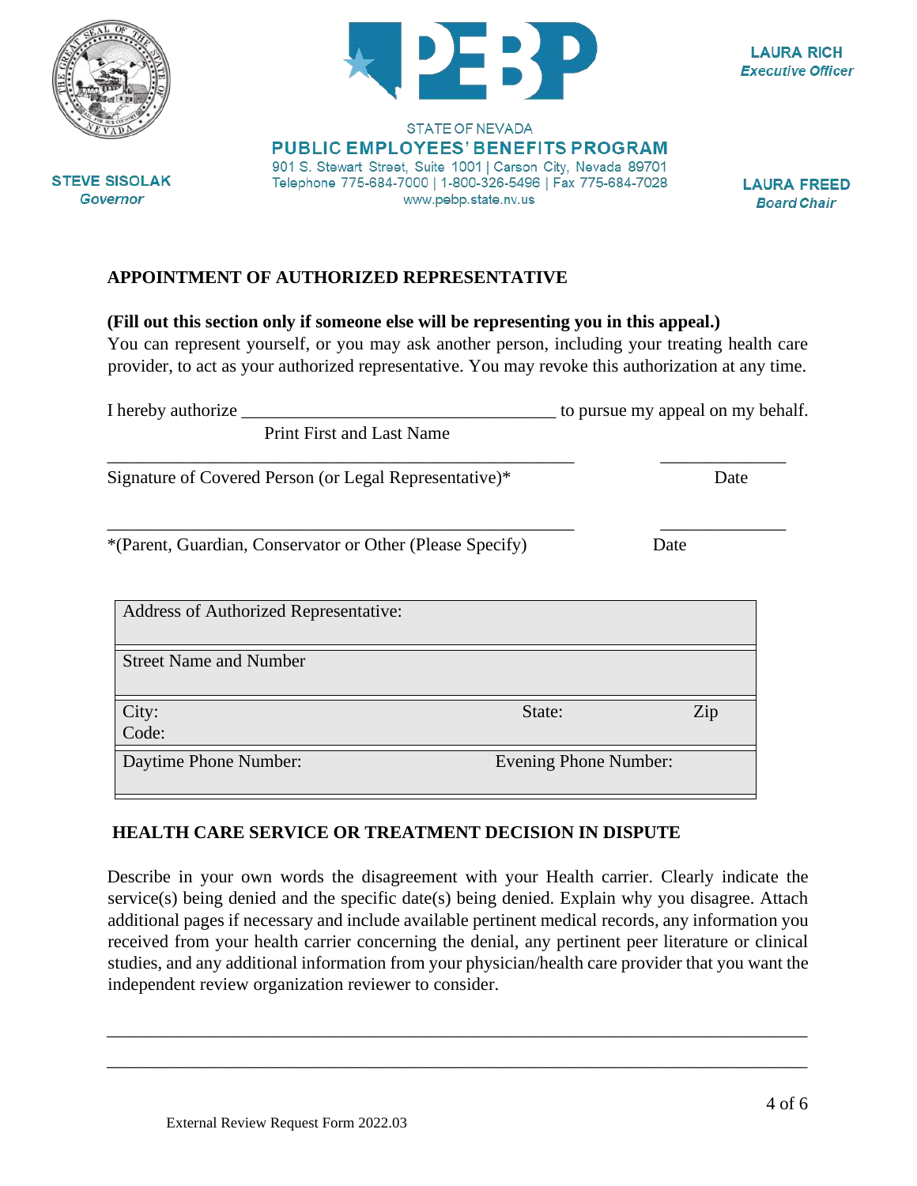STATE OF NEVADA

**PUBLIC EMPLOYEES' BENEFITS PROGRAM**

901 S. Stewart Street, Suite 1001 | Carson City, Nevada 89701
Telephone 775-684-7000 | 1-800-326-5496 | Fax 775-684-7028
www.pebp.state.nv.us

**STEVE SISOLAK**
*Governor*

**LAURA RICH**
*Executive Officer*

**LAURA FREED**
*Board Chair*

## APPOINTMENT OF AUTHORIZED REPRESENTATIVE

**(Fill out this section only if someone else will be representing you in this appeal.)**
You can represent yourself, or you may ask another person, including your treating health care provider, to act as your authorized representative. You may revoke this authorization at any time.

I hereby authorize ___________________________________ to pursue my appeal on my behalf.
Print First and Last Name

_____________________________________________________ ______________
Signature of Covered Person (or Legal Representative)* Date

_____________________________________________________ ______________
*(Parent, Guardian, Conservator or Other (Please Specify) Date

| Address of Authorized Representative: | | |
|---|---|---|
| Street Name and Number | | |
| City: | State: | Zip Code: |
| Daytime Phone Number: | Evening Phone Number: | |

## HEALTH CARE SERVICE OR TREATMENT DECISION IN DISPUTE

Describe in your own words the disagreement with your Health carrier. Clearly indicate the service(s) being denied and the specific date(s) being denied. Explain why you disagree. Attach additional pages if necessary and include available pertinent medical records, any information you received from your health carrier concerning the denial, any pertinent peer literature or clinical studies, and any additional information from your physician/health care provider that you want the independent review organization reviewer to consider.

______________________________________________________________________________

______________________________________________________________________________

External Review Request Form 2022.03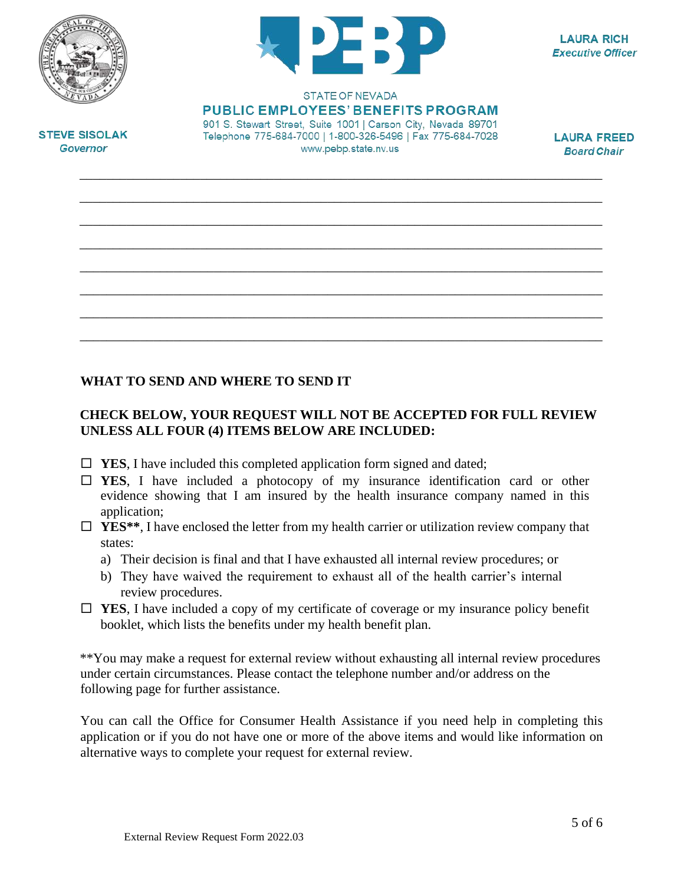STATE OF NEVADA

**PUBLIC EMPLOYEES' BENEFITS PROGRAM**

901 S. Stewart Street, Suite 1001 | Carson City, Nevada 89701
Telephone 775-684-7000 | 1-800-326-5496 | Fax 775-684-7028
www.pebp.state.nv.us

**STEVE SISOLAK**
*Governor*

**LAURA RICH**
*Executive Officer*

**LAURA FREED**
*Board Chair*

\_\_\_\_\_\_\_\_\_\_\_\_\_\_\_\_\_\_\_\_\_\_\_\_\_\_\_\_\_\_\_\_\_\_\_\_\_\_\_\_\_\_\_\_\_\_\_\_\_\_\_\_\_\_\_\_\_\_\_\_\_\_\_\_\_\_\_\_\_\_\_\_

\_\_\_\_\_\_\_\_\_\_\_\_\_\_\_\_\_\_\_\_\_\_\_\_\_\_\_\_\_\_\_\_\_\_\_\_\_\_\_\_\_\_\_\_\_\_\_\_\_\_\_\_\_\_\_\_\_\_\_\_\_\_\_\_\_\_\_\_\_\_\_\_

\_\_\_\_\_\_\_\_\_\_\_\_\_\_\_\_\_\_\_\_\_\_\_\_\_\_\_\_\_\_\_\_\_\_\_\_\_\_\_\_\_\_\_\_\_\_\_\_\_\_\_\_\_\_\_\_\_\_\_\_\_\_\_\_\_\_\_\_\_\_\_\_

\_\_\_\_\_\_\_\_\_\_\_\_\_\_\_\_\_\_\_\_\_\_\_\_\_\_\_\_\_\_\_\_\_\_\_\_\_\_\_\_\_\_\_\_\_\_\_\_\_\_\_\_\_\_\_\_\_\_\_\_\_\_\_\_\_\_\_\_\_\_\_\_

\_\_\_\_\_\_\_\_\_\_\_\_\_\_\_\_\_\_\_\_\_\_\_\_\_\_\_\_\_\_\_\_\_\_\_\_\_\_\_\_\_\_\_\_\_\_\_\_\_\_\_\_\_\_\_\_\_\_\_\_\_\_\_\_\_\_\_\_\_\_\_\_

\_\_\_\_\_\_\_\_\_\_\_\_\_\_\_\_\_\_\_\_\_\_\_\_\_\_\_\_\_\_\_\_\_\_\_\_\_\_\_\_\_\_\_\_\_\_\_\_\_\_\_\_\_\_\_\_\_\_\_\_\_\_\_\_\_\_\_\_\_\_\_\_

\_\_\_\_\_\_\_\_\_\_\_\_\_\_\_\_\_\_\_\_\_\_\_\_\_\_\_\_\_\_\_\_\_\_\_\_\_\_\_\_\_\_\_\_\_\_\_\_\_\_\_\_\_\_\_\_\_\_\_\_\_\_\_\_\_\_\_\_\_\_\_\_

\_\_\_\_\_\_\_\_\_\_\_\_\_\_\_\_\_\_\_\_\_\_\_\_\_\_\_\_\_\_\_\_\_\_\_\_\_\_\_\_\_\_\_\_\_\_\_\_\_\_\_\_\_\_\_\_\_\_\_\_\_\_\_\_\_\_\_\_\_\_\_\_

## WHAT TO SEND AND WHERE TO SEND IT

### CHECK BELOW, YOUR REQUEST WILL NOT BE ACCEPTED FOR FULL REVIEW UNLESS ALL FOUR (4) ITEMS BELOW ARE INCLUDED:

- ☐ **YES**, I have included this completed application form signed and dated;
- ☐ **YES**, I have included a photocopy of my insurance identification card or other evidence showing that I am insured by the health insurance company named in this application;
- ☐ **YES\*\***, I have enclosed the letter from my health carrier or utilization review company that states:
  - a) Their decision is final and that I have exhausted all internal review procedures; or
  - b) They have waived the requirement to exhaust all of the health carrier's internal review procedures.
- ☐ **YES**, I have included a copy of my certificate of coverage or my insurance policy benefit booklet, which lists the benefits under my health benefit plan.

\*\*You may make a request for external review without exhausting all internal review procedures under certain circumstances. Please contact the telephone number and/or address on the following page for further assistance.

You can call the Office for Consumer Health Assistance if you need help in completing this application or if you do not have one or more of the above items and would like information on alternative ways to complete your request for external review.

External Review Request Form 2022.03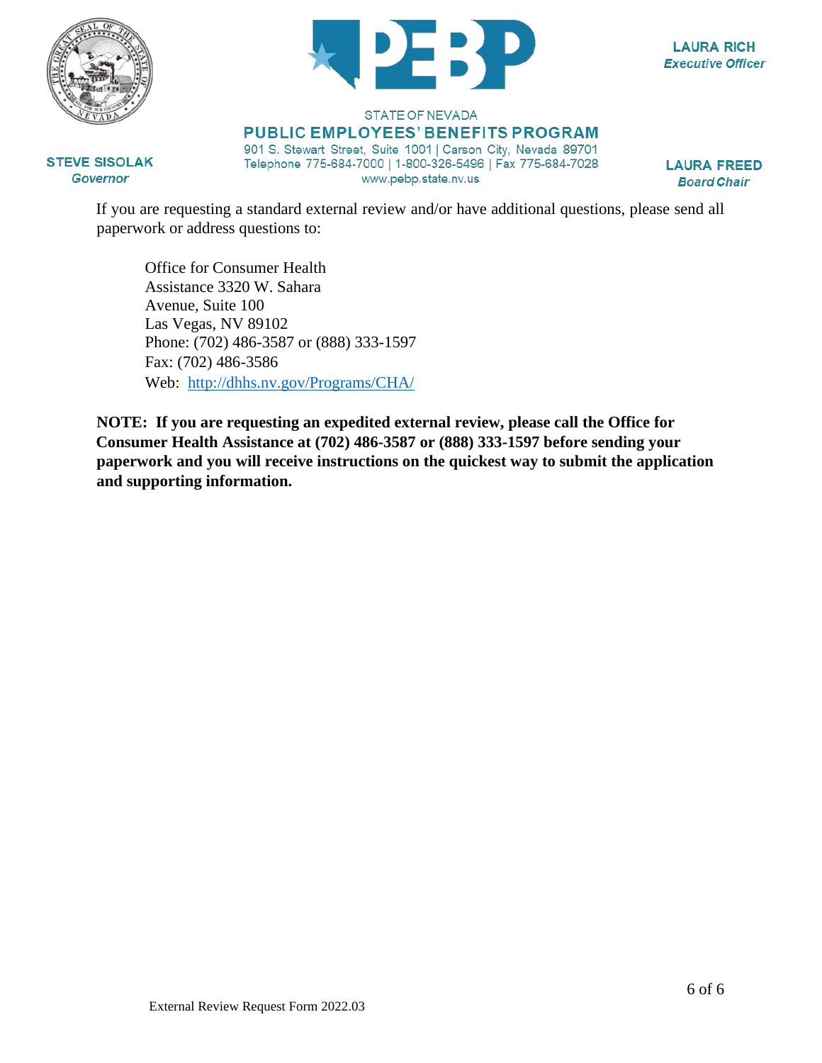STEVE SISOLAK
*Governor*

STATE OF NEVADA
**PUBLIC EMPLOYEES' BENEFITS PROGRAM**
901 S. Stewart Street, Suite 1001 | Carson City, Nevada 89701
Telephone 775-684-7000 | 1-800-326-5496 | Fax 775-684-7028
www.pebp.state.nv.us

LAURA RICH
*Executive Officer*

LAURA FREED
*Board Chair*

If you are requesting a standard external review and/or have additional questions, please send all paperwork or address questions to:

Office for Consumer Health
Assistance 3320 W. Sahara
Avenue, Suite 100
Las Vegas, NV 89102
Phone: (702) 486-3587 or (888) 333-1597
Fax: (702) 486-3586
Web: http://dhhs.nv.gov/Programs/CHA/

**NOTE: If you are requesting an expedited external review, please call the Office for Consumer Health Assistance at (702) 486-3587 or (888) 333-1597 before sending your paperwork and you will receive instructions on the quickest way to submit the application and supporting information.**

External Review Request Form 2022.03